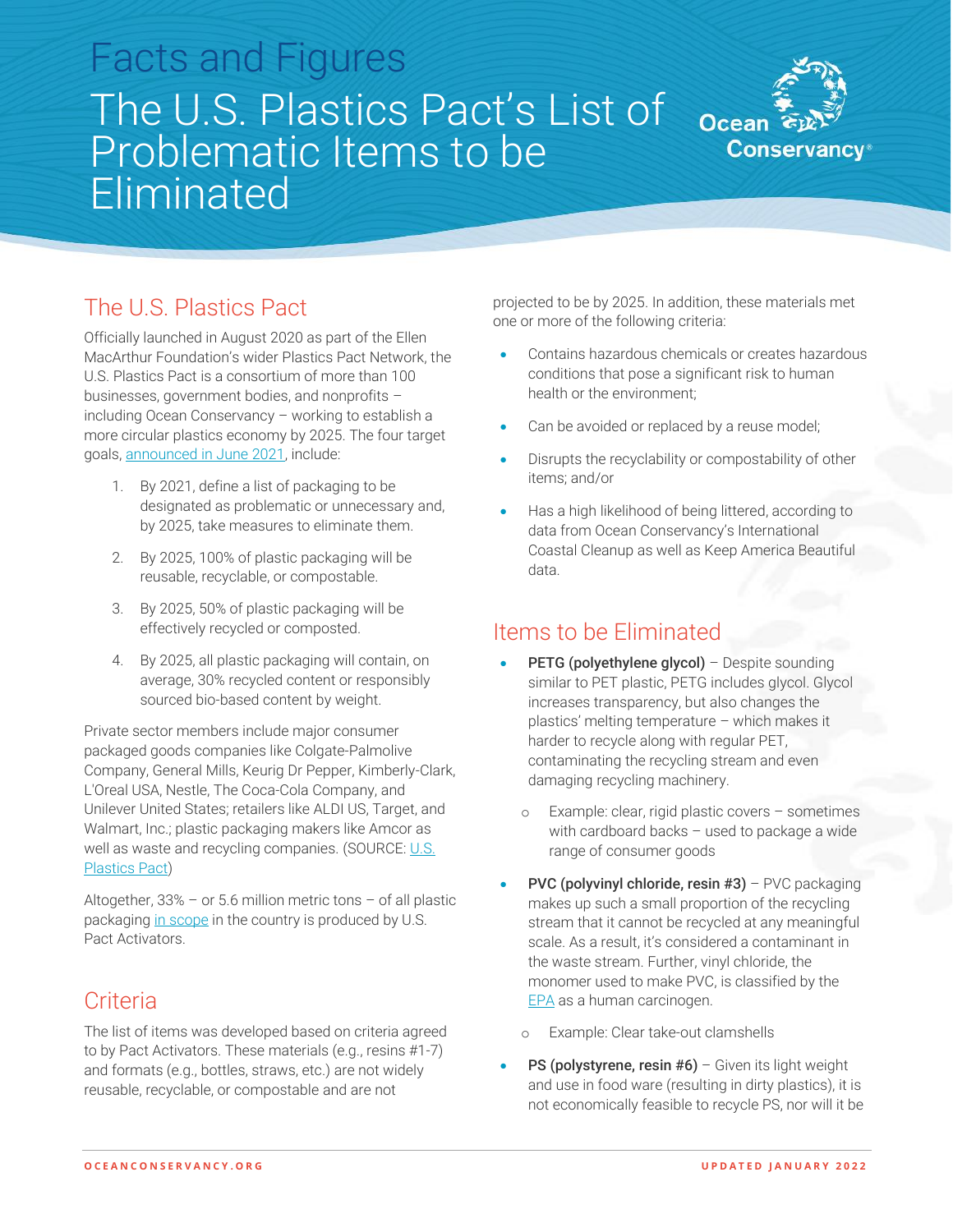# Facts and Figures

# The U.S. Plastics Pact's List of Problematic Items to be Eliminated

## The U.S. Plastics Pact

Officially launched in August 2020 as part of the Ellen MacArthur Foundation's wider Plastics Pact Network, the U.S. Plastics Pact is a consortium of more than 100 businesses, government bodies, and nonprofits – including Ocean Conservancy – working to establish a more circular plastics economy by 2025. The four target goals, announced in June 2021, include:

1. By 2021, define a list of packaging to be designated as problematic or unnecessary and, by 2025, take measures to eliminate them.
2. By 2025, 100% of plastic packaging will be reusable, recyclable, or compostable.
3. By 2025, 50% of plastic packaging will be effectively recycled or composted.
4. By 2025, all plastic packaging will contain, on average, 30% recycled content or responsibly sourced bio-based content by weight.

Private sector members include major consumer packaged goods companies like Colgate-Palmolive Company, General Mills, Keurig Dr Pepper, Kimberly-Clark, L'Oreal USA, Nestle, The Coca-Cola Company, and Unilever United States; retailers like ALDI US, Target, and Walmart, Inc.; plastic packaging makers like Amcor as well as waste and recycling companies. (SOURCE: U.S. Plastics Pact)

Altogether, 33% – or 5.6 million metric tons – of all plastic packaging in scope in the country is produced by U.S. Pact Activators.

## Criteria

The list of items was developed based on criteria agreed to by Pact Activators. These materials (e.g., resins #1-7) and formats (e.g., bottles, straws, etc.) are not widely reusable, recyclable, or compostable and are not projected to be by 2025. In addition, these materials met one or more of the following criteria:

- Contains hazardous chemicals or creates hazardous conditions that pose a significant risk to human health or the environment;
- Can be avoided or replaced by a reuse model;
- Disrupts the recyclability or compostability of other items; and/or
- Has a high likelihood of being littered, according to data from Ocean Conservancy's International Coastal Cleanup as well as Keep America Beautiful data.

## Items to be Eliminated

- **PETG (polyethylene glycol)** – Despite sounding similar to PET plastic, PETG includes glycol. Glycol increases transparency, but also changes the plastics' melting temperature – which makes it harder to recycle along with regular PET, contaminating the recycling stream and even damaging recycling machinery.
  - Example: clear, rigid plastic covers – sometimes with cardboard backs – used to package a wide range of consumer goods
- **PVC (polyvinyl chloride, resin #3)** – PVC packaging makes up such a small proportion of the recycling stream that it cannot be recycled at any meaningful scale. As a result, it's considered a contaminant in the waste stream. Further, vinyl chloride, the monomer used to make PVC, is classified by the EPA as a human carcinogen.
  - Example: Clear take-out clamshells
- **PS (polystyrene, resin #6)** – Given its light weight and use in food ware (resulting in dirty plastics), it is not economically feasible to recycle PS, nor will it be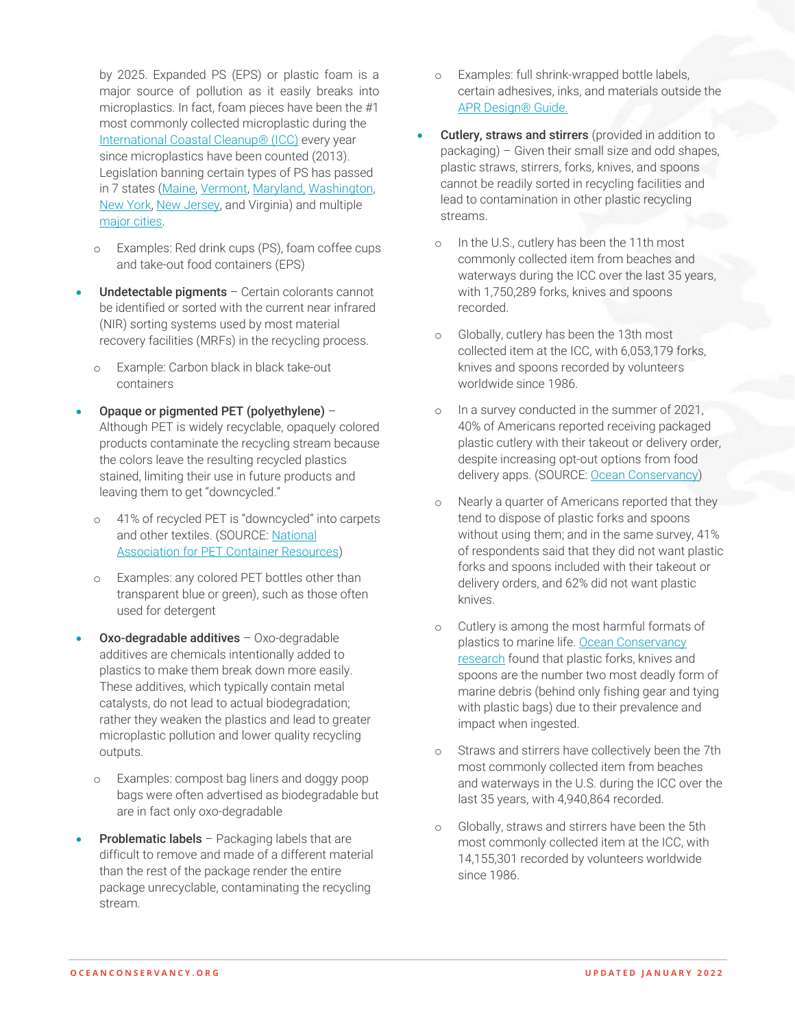by 2025. Expanded PS (EPS) or plastic foam is a major source of pollution as it easily breaks into microplastics. In fact, foam pieces have been the #1 most commonly collected microplastic during the International Coastal Cleanup® (ICC) every year since microplastics have been counted (2013). Legislation banning certain types of PS has passed in 7 states (Maine, Vermont, Maryland, Washington, New York, New Jersey, and Virginia) and multiple major cities.

  - Examples: Red drink cups (PS), foam coffee cups and take-out food containers (EPS)

- **Undetectable pigments** – Certain colorants cannot be identified or sorted with the current near infrared (NIR) sorting systems used by most material recovery facilities (MRFs) in the recycling process.
  - Example: Carbon black in black take-out containers

- **Opaque or pigmented PET (polyethylene)** – Although PET is widely recyclable, opaquely colored products contaminate the recycling stream because the colors leave the resulting recycled plastics stained, limiting their use in future products and leaving them to get "downcycled."
  - 41% of recycled PET is "downcycled" into carpets and other textiles. (SOURCE: National Association for PET Container Resources)
  - Examples: any colored PET bottles other than transparent blue or green), such as those often used for detergent

- **Oxo-degradable additives** – Oxo-degradable additives are chemicals intentionally added to plastics to make them break down more easily. These additives, which typically contain metal catalysts, do not lead to actual biodegradation; rather they weaken the plastics and lead to greater microplastic pollution and lower quality recycling outputs.
  - Examples: compost bag liners and doggy poop bags were often advertised as biodegradable but are in fact only oxo-degradable

- **Problematic labels** – Packaging labels that are difficult to remove and made of a different material than the rest of the package render the entire package unrecyclable, contaminating the recycling stream.
  - Examples: full shrink-wrapped bottle labels, certain adhesives, inks, and materials outside the APR Design® Guide.

- **Cutlery, straws and stirrers** (provided in addition to packaging) – Given their small size and odd shapes, plastic straws, stirrers, forks, knives, and spoons cannot be readily sorted in recycling facilities and lead to contamination in other plastic recycling streams.
  - In the U.S., cutlery has been the 11th most commonly collected item from beaches and waterways during the ICC over the last 35 years, with 1,750,289 forks, knives and spoons recorded.
  - Globally, cutlery has been the 13th most collected item at the ICC, with 6,053,179 forks, knives and spoons recorded by volunteers worldwide since 1986.
  - In a survey conducted in the summer of 2021, 40% of Americans reported receiving packaged plastic cutlery with their takeout or delivery order, despite increasing opt-out options from food delivery apps. (SOURCE: Ocean Conservancy)
  - Nearly a quarter of Americans reported that they tend to dispose of plastic forks and spoons without using them; and in the same survey, 41% of respondents said that they did not want plastic forks and spoons included with their takeout or delivery orders, and 62% did not want plastic knives.
  - Cutlery is among the most harmful formats of plastics to marine life. Ocean Conservancy research found that plastic forks, knives and spoons are the number two most deadly form of marine debris (behind only fishing gear and tying with plastic bags) due to their prevalence and impact when ingested.
  - Straws and stirrers have collectively been the 7th most commonly collected item from beaches and waterways in the U.S. during the ICC over the last 35 years, with 4,940,864 recorded.
  - Globally, straws and stirrers have been the 5th most commonly collected item at the ICC, with 14,155,301 recorded by volunteers worldwide since 1986.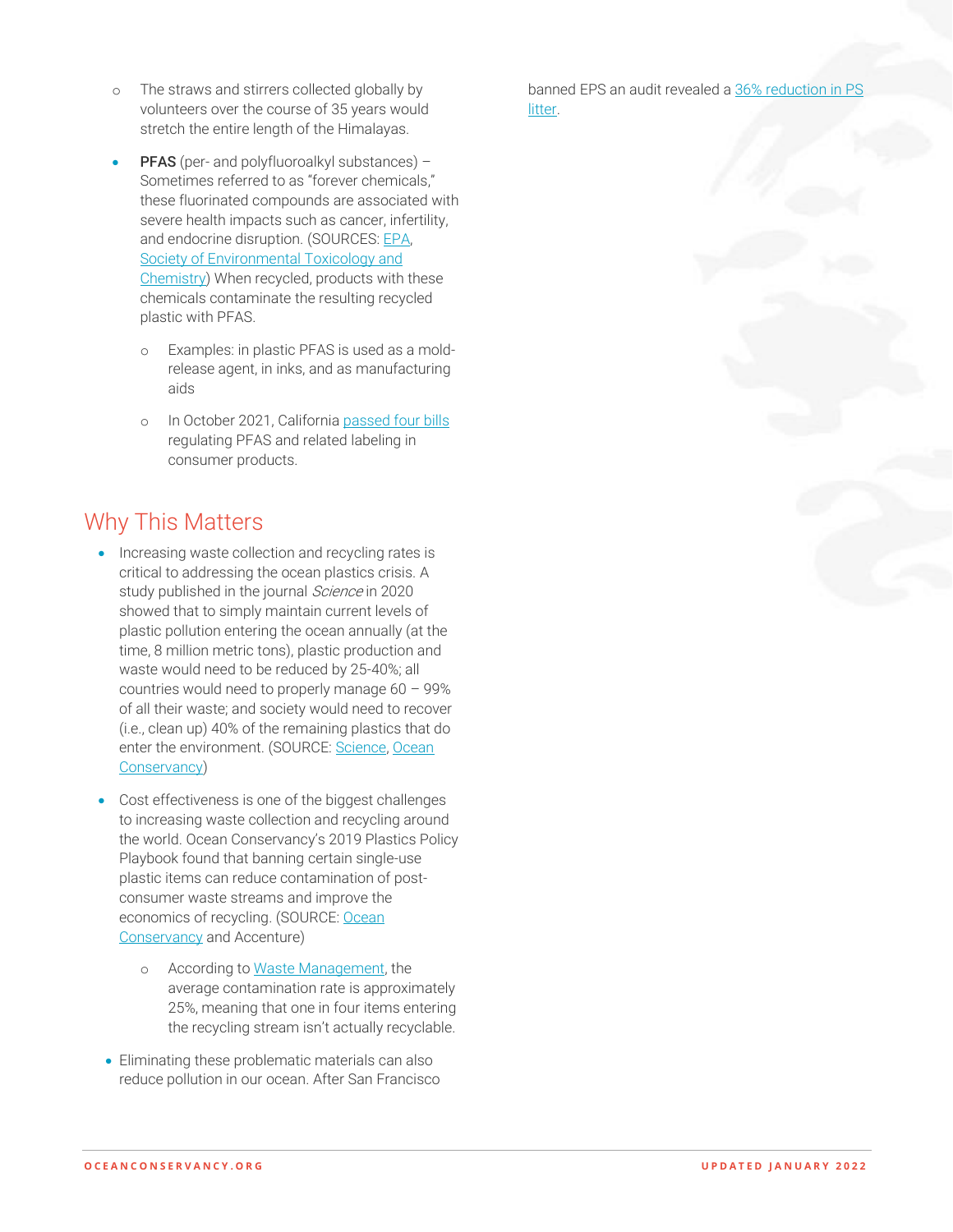- The straws and stirrers collected globally by volunteers over the course of 35 years would stretch the entire length of the Himalayas.

- **PFAS** (per- and polyfluoroalkyl substances) – Sometimes referred to as "forever chemicals," these fluorinated compounds are associated with severe health impacts such as cancer, infertility, and endocrine disruption. (SOURCES: EPA, Society of Environmental Toxicology and Chemistry) When recycled, products with these chemicals contaminate the resulting recycled plastic with PFAS.
  - Examples: in plastic PFAS is used as a mold-release agent, in inks, and as manufacturing aids
  - In October 2021, California passed four bills regulating PFAS and related labeling in consumer products.

## Why This Matters

- Increasing waste collection and recycling rates is critical to addressing the ocean plastics crisis. A study published in the journal *Science* in 2020 showed that to simply maintain current levels of plastic pollution entering the ocean annually (at the time, 8 million metric tons), plastic production and waste would need to be reduced by 25-40%; all countries would need to properly manage 60 – 99% of all their waste; and society would need to recover (i.e., clean up) 40% of the remaining plastics that do enter the environment. (SOURCE: Science, Ocean Conservancy)

- Cost effectiveness is one of the biggest challenges to increasing waste collection and recycling around the world. Ocean Conservancy's 2019 Plastics Policy Playbook found that banning certain single-use plastic items can reduce contamination of post-consumer waste streams and improve the economics of recycling. (SOURCE: Ocean Conservancy and Accenture)
  - According to Waste Management, the average contamination rate is approximately 25%, meaning that one in four items entering the recycling stream isn't actually recyclable.

- Eliminating these problematic materials can also reduce pollution in our ocean. After San Francisco banned EPS an audit revealed a 36% reduction in PS litter.